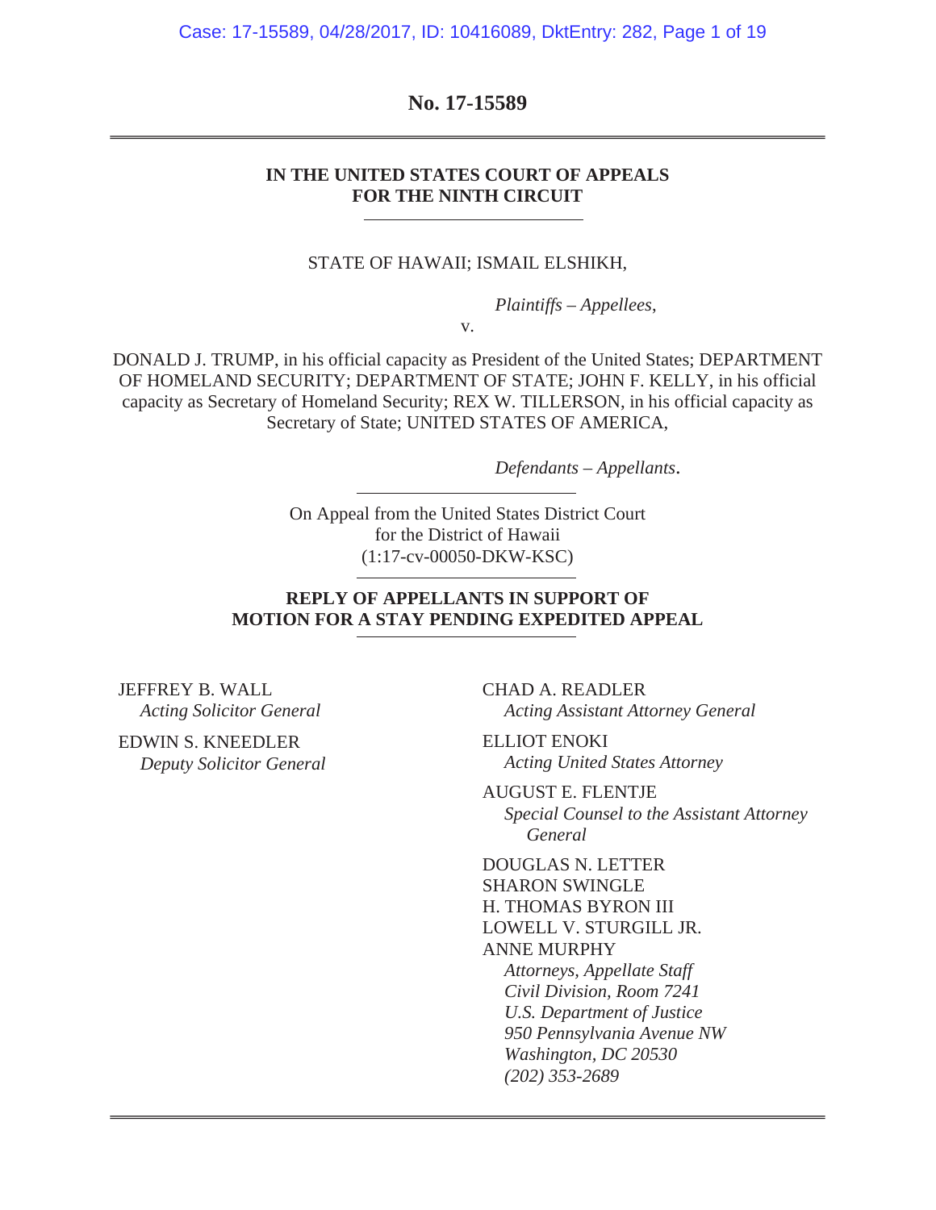**No. 17-15589**

---

**IN THE UNITED STATES COURT OF APPEALS**
**FOR THE NINTH CIRCUIT**

---

STATE OF HAWAII; ISMAIL ELSHIKH,

*Plaintiffs – Appellees*,

v.

DONALD J. TRUMP, in his official capacity as President of the United States; DEPARTMENT OF HOMELAND SECURITY; DEPARTMENT OF STATE; JOHN F. KELLY, in his official capacity as Secretary of Homeland Security; REX W. TILLERSON, in his official capacity as Secretary of State; UNITED STATES OF AMERICA,

*Defendants – Appellants*.

---

On Appeal from the United States District Court
for the District of Hawaii
(1:17-cv-00050-DKW-KSC)

---

**REPLY OF APPELLANTS IN SUPPORT OF MOTION FOR A STAY PENDING EXPEDITED APPEAL**

---

JEFFREY B. WALL
*Acting Solicitor General*

EDWIN S. KNEEDLER
*Deputy Solicitor General*

CHAD A. READLER
*Acting Assistant Attorney General*

ELLIOT ENOKI
*Acting United States Attorney*

AUGUST E. FLENTJE
*Special Counsel to the Assistant Attorney General*

DOUGLAS N. LETTER
SHARON SWINGLE
H. THOMAS BYRON III
LOWELL V. STURGILL JR.
ANNE MURPHY
*Attorneys, Appellate Staff*
*Civil Division, Room 7241*
*U.S. Department of Justice*
*950 Pennsylvania Avenue NW*
*Washington, DC 20530*
*(202) 353-2689*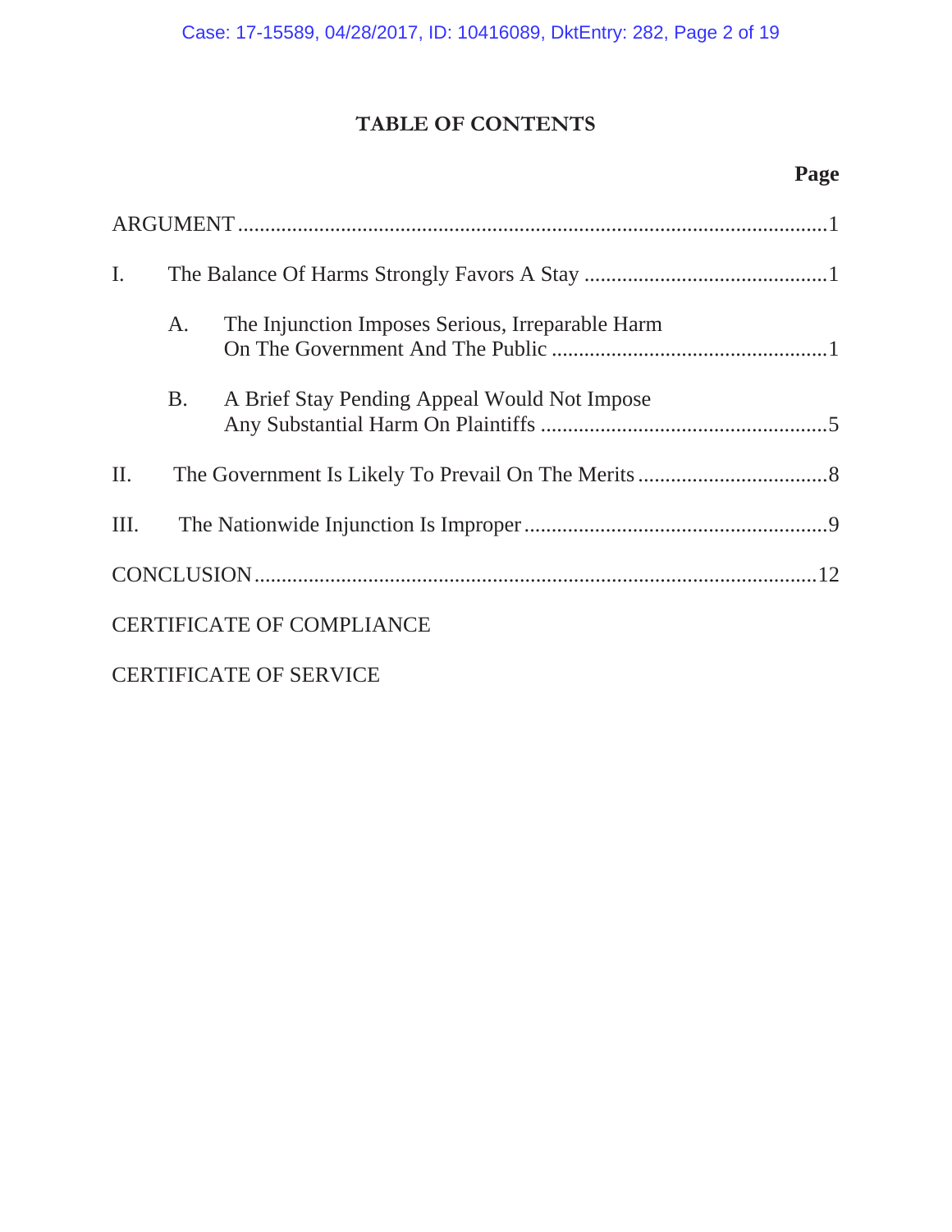# TABLE OF CONTENTS

| | Page |
|---|---|
| ARGUMENT | 1 |
| I. The Balance Of Harms Strongly Favors A Stay | 1 |
| A. The Injunction Imposes Serious, Irreparable Harm On The Government And The Public | 1 |
| B. A Brief Stay Pending Appeal Would Not Impose Any Substantial Harm On Plaintiffs | 5 |
| II. The Government Is Likely To Prevail On The Merits | 8 |
| III. The Nationwide Injunction Is Improper | 9 |
| CONCLUSION | 12 |
| CERTIFICATE OF COMPLIANCE | |
| CERTIFICATE OF SERVICE | |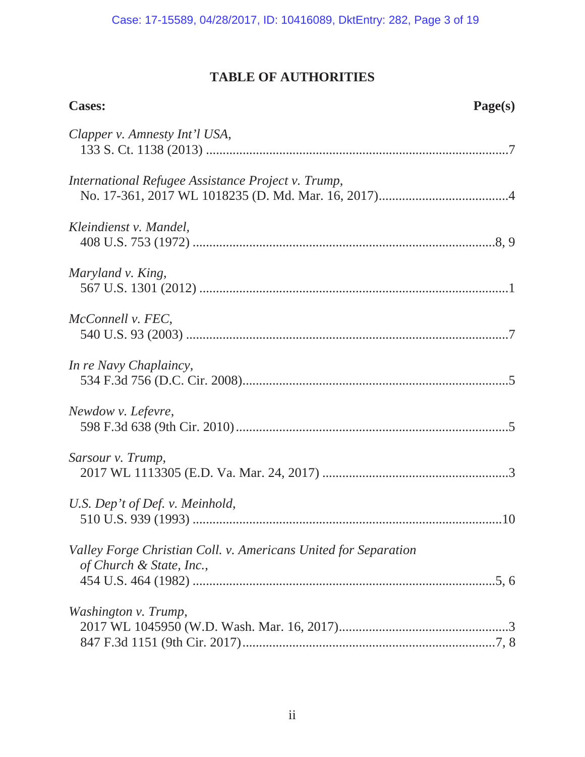# TABLE OF AUTHORITIES

**Cases:** **Page(s)**

*Clapper v. Amnesty Int'l USA*,
133 S. Ct. 1138 (2013) ..........................................................................................7

*International Refugee Assistance Project v. Trump*,
No. 17-361, 2017 WL 1018235 (D. Md. Mar. 16, 2017).......................................4

*Kleindienst v. Mandel*,
408 U.S. 753 (1972) ..........................................................................................8, 9

*Maryland v. King*,
567 U.S. 1301 (2012) ............................................................................................1

*McConnell v. FEC*,
540 U.S. 93 (2003) ................................................................................................7

*In re Navy Chaplaincy*,
534 F.3d 756 (D.C. Cir. 2008)...............................................................................5

*Newdow v. Lefevre*,
598 F.3d 638 (9th Cir. 2010).................................................................................5

*Sarsour v. Trump*,
2017 WL 1113305 (E.D. Va. Mar. 24, 2017) .......................................................3

*U.S. Dep't of Def. v. Meinhold*,
510 U.S. 939 (1993) ............................................................................................10

*Valley Forge Christian Coll. v. Americans United for Separation of Church & State, Inc.*,
454 U.S. 464 (1982) ..........................................................................................5, 6

*Washington v. Trump*,
2017 WL 1045950 (W.D. Wash. Mar. 16, 2017)...................................................3
847 F.3d 1151 (9th Cir. 2017)............................................................................7, 8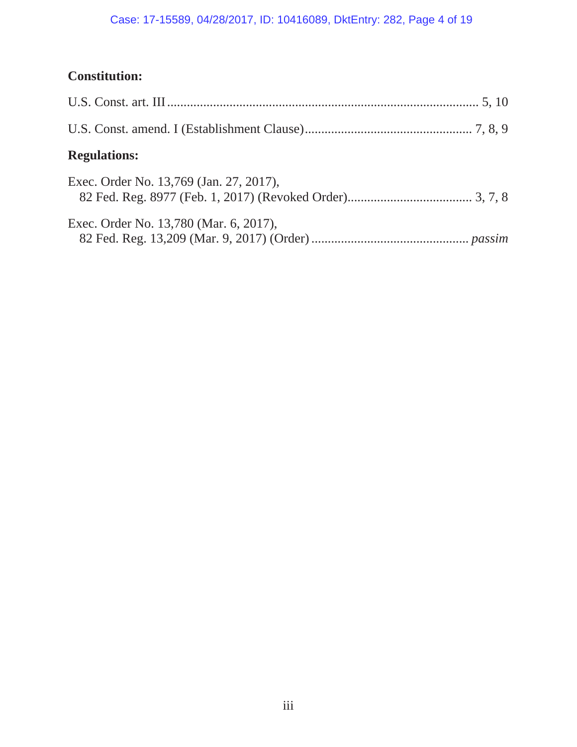**Constitution:**

U.S. Const. art. III ........................................................................................... 5, 10

U.S. Const. amend. I (Establishment Clause).................................................. 7, 8, 9

**Regulations:**

Exec. Order No. 13,769 (Jan. 27, 2017),
  82 Fed. Reg. 8977 (Feb. 1, 2017) (Revoked Order)..................................... 3, 7, 8

Exec. Order No. 13,780 (Mar. 6, 2017),
  82 Fed. Reg. 13,209 (Mar. 9, 2017) (Order) ............................................... *passim*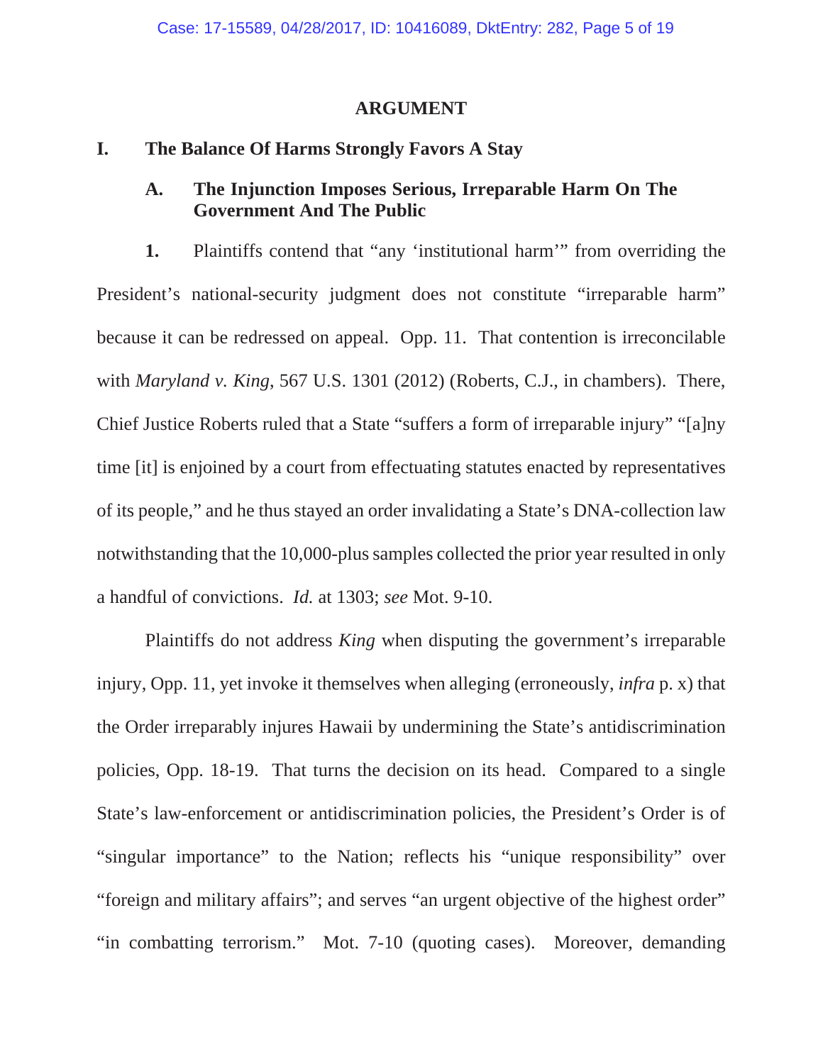## ARGUMENT

### I. The Balance Of Harms Strongly Favors A Stay

#### A. The Injunction Imposes Serious, Irreparable Harm On The Government And The Public

**1.** Plaintiffs contend that "any 'institutional harm'" from overriding the President's national-security judgment does not constitute "irreparable harm" because it can be redressed on appeal. Opp. 11. That contention is irreconcilable with *Maryland v. King*, 567 U.S. 1301 (2012) (Roberts, C.J., in chambers). There, Chief Justice Roberts ruled that a State "suffers a form of irreparable injury" "[a]ny time [it] is enjoined by a court from effectuating statutes enacted by representatives of its people," and he thus stayed an order invalidating a State's DNA-collection law notwithstanding that the 10,000-plus samples collected the prior year resulted in only a handful of convictions. *Id.* at 1303; *see* Mot. 9-10.

Plaintiffs do not address *King* when disputing the government's irreparable injury, Opp. 11, yet invoke it themselves when alleging (erroneously, *infra* p. x) that the Order irreparably injures Hawaii by undermining the State's antidiscrimination policies, Opp. 18-19. That turns the decision on its head. Compared to a single State's law-enforcement or antidiscrimination policies, the President's Order is of "singular importance" to the Nation; reflects his "unique responsibility" over "foreign and military affairs"; and serves "an urgent objective of the highest order" "in combatting terrorism." Mot. 7-10 (quoting cases). Moreover, demanding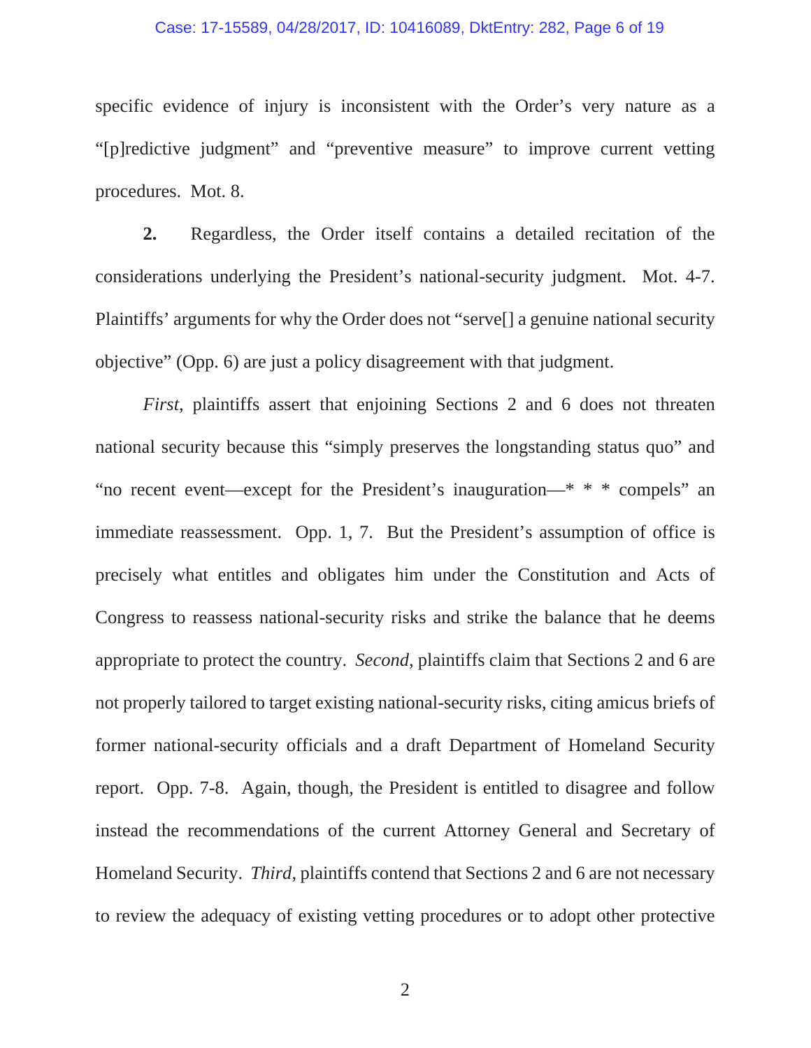specific evidence of injury is inconsistent with the Order's very nature as a "[p]redictive judgment" and "preventive measure" to improve current vetting procedures. Mot. 8.

**2.** Regardless, the Order itself contains a detailed recitation of the considerations underlying the President's national-security judgment. Mot. 4-7. Plaintiffs' arguments for why the Order does not "serve[] a genuine national security objective" (Opp. 6) are just a policy disagreement with that judgment.

*First*, plaintiffs assert that enjoining Sections 2 and 6 does not threaten national security because this "simply preserves the longstanding status quo" and "no recent event—except for the President's inauguration—* * * compels" an immediate reassessment. Opp. 1, 7. But the President's assumption of office is precisely what entitles and obligates him under the Constitution and Acts of Congress to reassess national-security risks and strike the balance that he deems appropriate to protect the country. *Second*, plaintiffs claim that Sections 2 and 6 are not properly tailored to target existing national-security risks, citing amicus briefs of former national-security officials and a draft Department of Homeland Security report. Opp. 7-8. Again, though, the President is entitled to disagree and follow instead the recommendations of the current Attorney General and Secretary of Homeland Security. *Third*, plaintiffs contend that Sections 2 and 6 are not necessary to review the adequacy of existing vetting procedures or to adopt other protective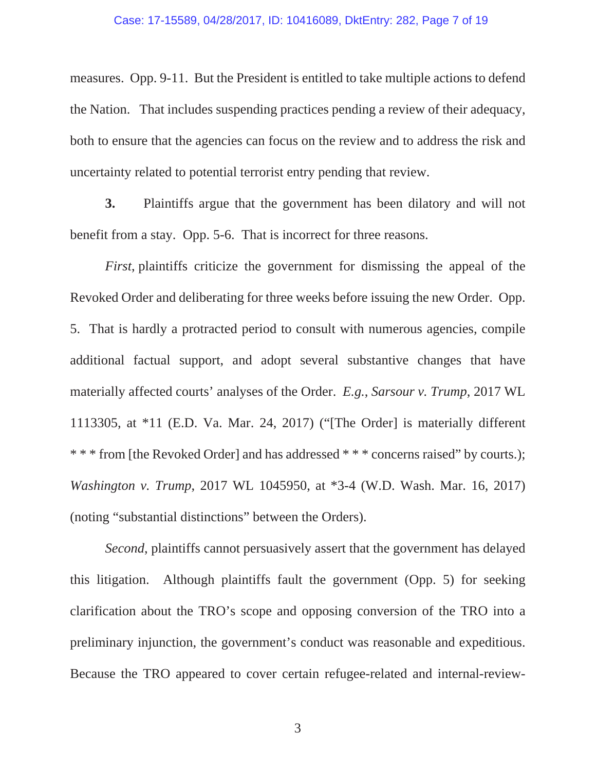measures. Opp. 9-11. But the President is entitled to take multiple actions to defend the Nation. That includes suspending practices pending a review of their adequacy, both to ensure that the agencies can focus on the review and to address the risk and uncertainty related to potential terrorist entry pending that review.

**3.** Plaintiffs argue that the government has been dilatory and will not benefit from a stay. Opp. 5-6. That is incorrect for three reasons.

*First*, plaintiffs criticize the government for dismissing the appeal of the Revoked Order and deliberating for three weeks before issuing the new Order. Opp. 5. That is hardly a protracted period to consult with numerous agencies, compile additional factual support, and adopt several substantive changes that have materially affected courts' analyses of the Order. *E.g.*, *Sarsour v. Trump*, 2017 WL 1113305, at *11 (E.D. Va. Mar. 24, 2017) ("[The Order] is materially different * * * from [the Revoked Order] and has addressed * * * concerns raised" by courts.); *Washington v. Trump*, 2017 WL 1045950, at *3-4 (W.D. Wash. Mar. 16, 2017) (noting "substantial distinctions" between the Orders).

*Second*, plaintiffs cannot persuasively assert that the government has delayed this litigation. Although plaintiffs fault the government (Opp. 5) for seeking clarification about the TRO's scope and opposing conversion of the TRO into a preliminary injunction, the government's conduct was reasonable and expeditious. Because the TRO appeared to cover certain refugee-related and internal-review-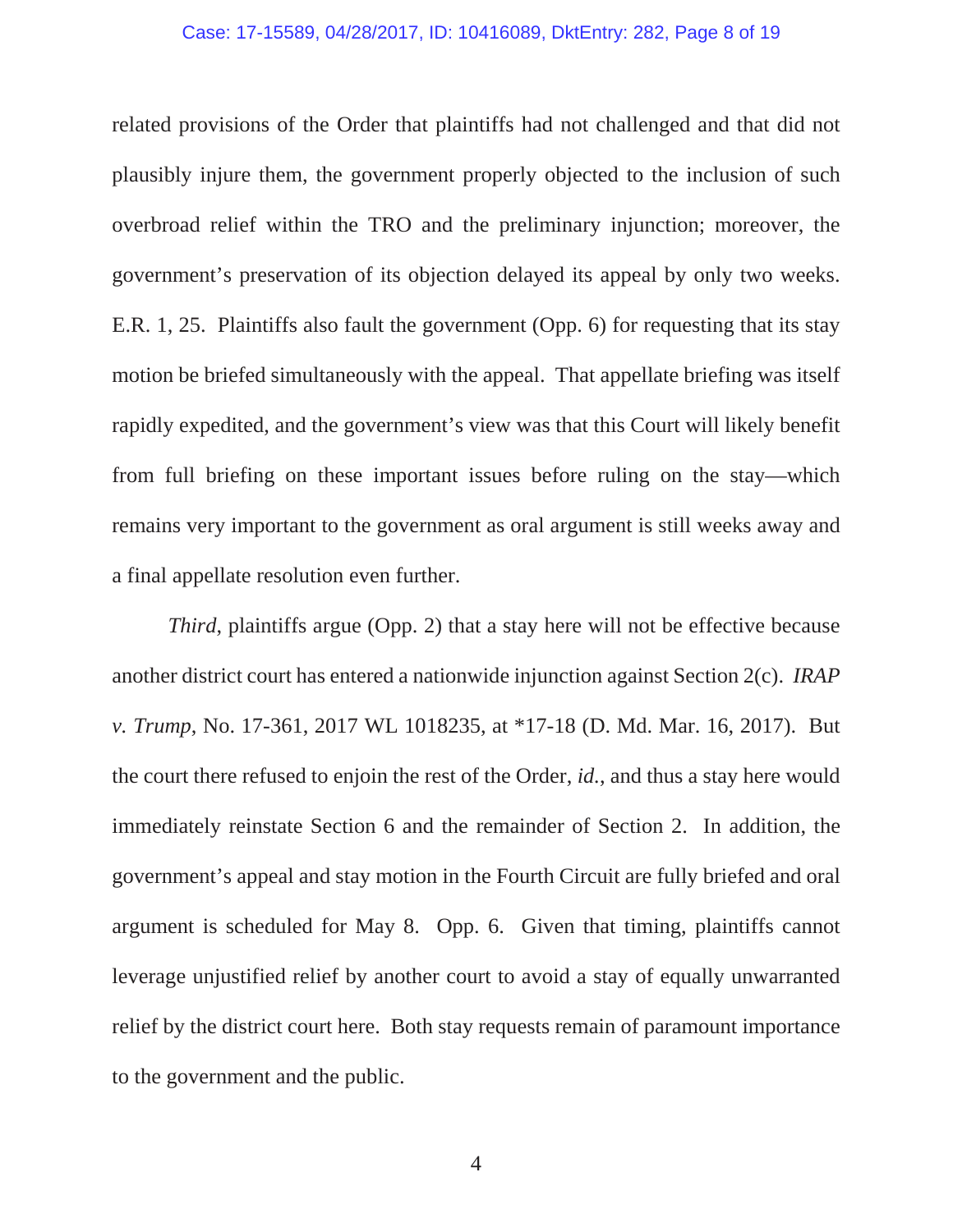related provisions of the Order that plaintiffs had not challenged and that did not plausibly injure them, the government properly objected to the inclusion of such overbroad relief within the TRO and the preliminary injunction; moreover, the government's preservation of its objection delayed its appeal by only two weeks. E.R. 1, 25. Plaintiffs also fault the government (Opp. 6) for requesting that its stay motion be briefed simultaneously with the appeal. That appellate briefing was itself rapidly expedited, and the government's view was that this Court will likely benefit from full briefing on these important issues before ruling on the stay—which remains very important to the government as oral argument is still weeks away and a final appellate resolution even further.

*Third*, plaintiffs argue (Opp. 2) that a stay here will not be effective because another district court has entered a nationwide injunction against Section 2(c). *IRAP v. Trump*, No. 17-361, 2017 WL 1018235, at *17-18 (D. Md. Mar. 16, 2017). But the court there refused to enjoin the rest of the Order, *id.*, and thus a stay here would immediately reinstate Section 6 and the remainder of Section 2. In addition, the government's appeal and stay motion in the Fourth Circuit are fully briefed and oral argument is scheduled for May 8. Opp. 6. Given that timing, plaintiffs cannot leverage unjustified relief by another court to avoid a stay of equally unwarranted relief by the district court here. Both stay requests remain of paramount importance to the government and the public.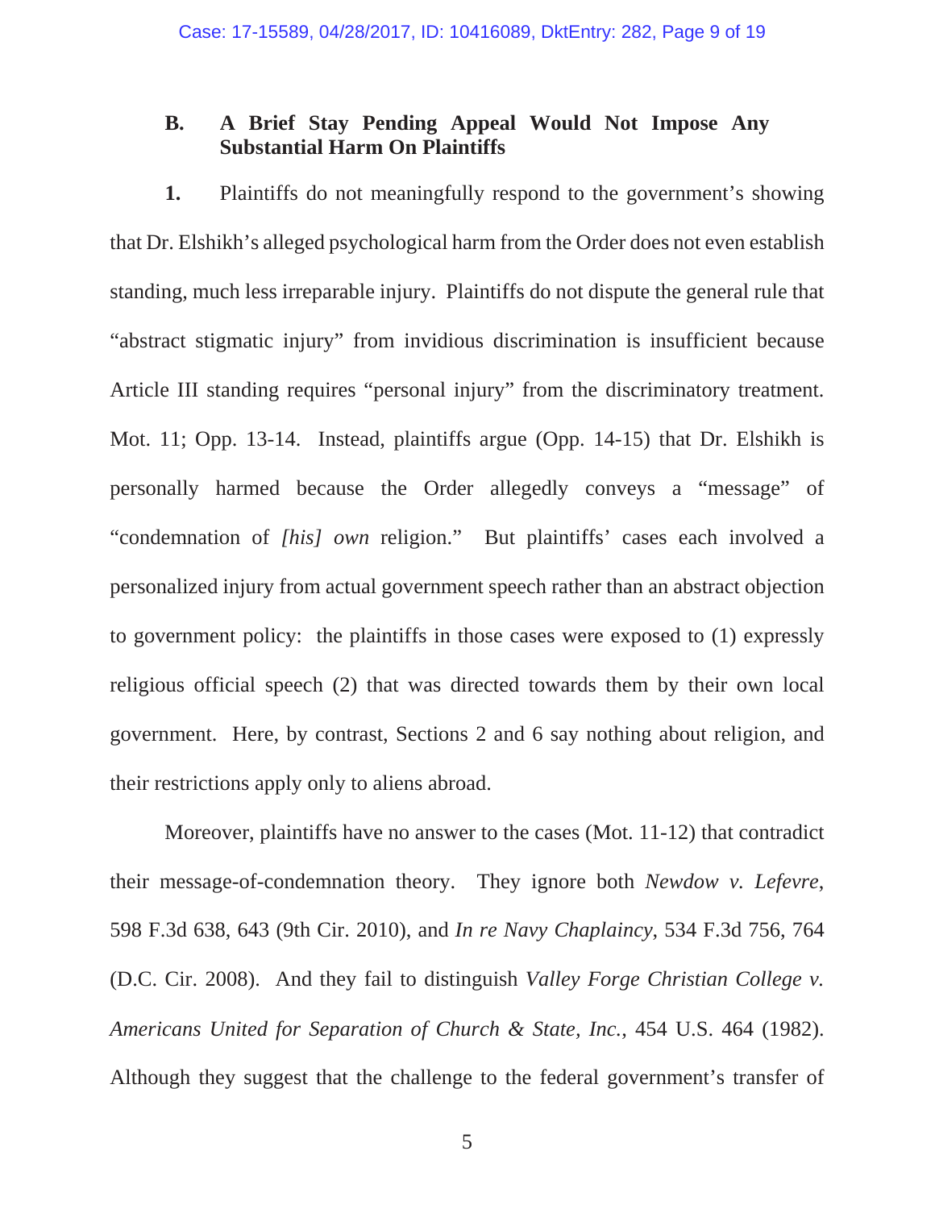### B. A Brief Stay Pending Appeal Would Not Impose Any Substantial Harm On Plaintiffs

**1.** Plaintiffs do not meaningfully respond to the government's showing that Dr. Elshikh's alleged psychological harm from the Order does not even establish standing, much less irreparable injury. Plaintiffs do not dispute the general rule that "abstract stigmatic injury" from invidious discrimination is insufficient because Article III standing requires "personal injury" from the discriminatory treatment. Mot. 11; Opp. 13-14. Instead, plaintiffs argue (Opp. 14-15) that Dr. Elshikh is personally harmed because the Order allegedly conveys a "message" of "condemnation of *[his] own* religion." But plaintiffs' cases each involved a personalized injury from actual government speech rather than an abstract objection to government policy: the plaintiffs in those cases were exposed to (1) expressly religious official speech (2) that was directed towards them by their own local government. Here, by contrast, Sections 2 and 6 say nothing about religion, and their restrictions apply only to aliens abroad.

Moreover, plaintiffs have no answer to the cases (Mot. 11-12) that contradict their message-of-condemnation theory. They ignore both *Newdow v. Lefevre*, 598 F.3d 638, 643 (9th Cir. 2010), and *In re Navy Chaplaincy*, 534 F.3d 756, 764 (D.C. Cir. 2008). And they fail to distinguish *Valley Forge Christian College v. Americans United for Separation of Church & State, Inc.*, 454 U.S. 464 (1982). Although they suggest that the challenge to the federal government's transfer of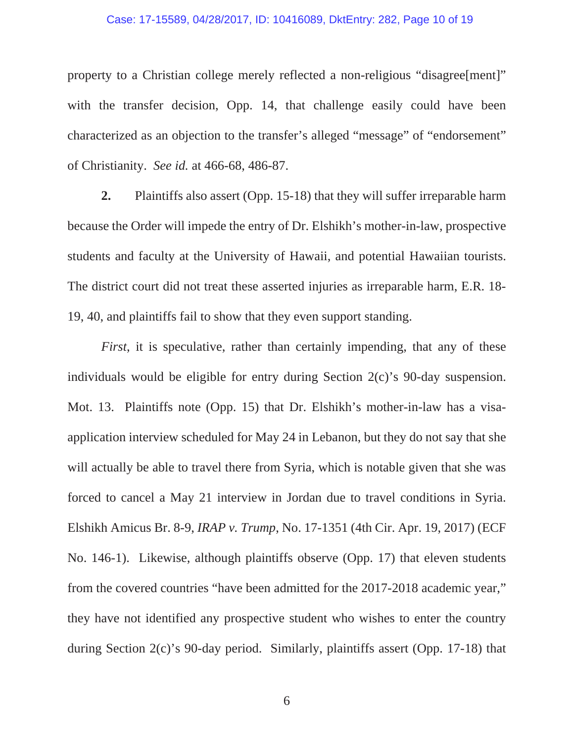property to a Christian college merely reflected a non-religious "disagree[ment]" with the transfer decision, Opp. 14, that challenge easily could have been characterized as an objection to the transfer's alleged "message" of "endorsement" of Christianity. *See id.* at 466-68, 486-87.

**2.** Plaintiffs also assert (Opp. 15-18) that they will suffer irreparable harm because the Order will impede the entry of Dr. Elshikh's mother-in-law, prospective students and faculty at the University of Hawaii, and potential Hawaiian tourists. The district court did not treat these asserted injuries as irreparable harm, E.R. 18-19, 40, and plaintiffs fail to show that they even support standing.

*First*, it is speculative, rather than certainly impending, that any of these individuals would be eligible for entry during Section 2(c)'s 90-day suspension. Mot. 13. Plaintiffs note (Opp. 15) that Dr. Elshikh's mother-in-law has a visa-application interview scheduled for May 24 in Lebanon, but they do not say that she will actually be able to travel there from Syria, which is notable given that she was forced to cancel a May 21 interview in Jordan due to travel conditions in Syria. Elshikh Amicus Br. 8-9, *IRAP v. Trump*, No. 17-1351 (4th Cir. Apr. 19, 2017) (ECF No. 146-1). Likewise, although plaintiffs observe (Opp. 17) that eleven students from the covered countries "have been admitted for the 2017-2018 academic year," they have not identified any prospective student who wishes to enter the country during Section 2(c)'s 90-day period. Similarly, plaintiffs assert (Opp. 17-18) that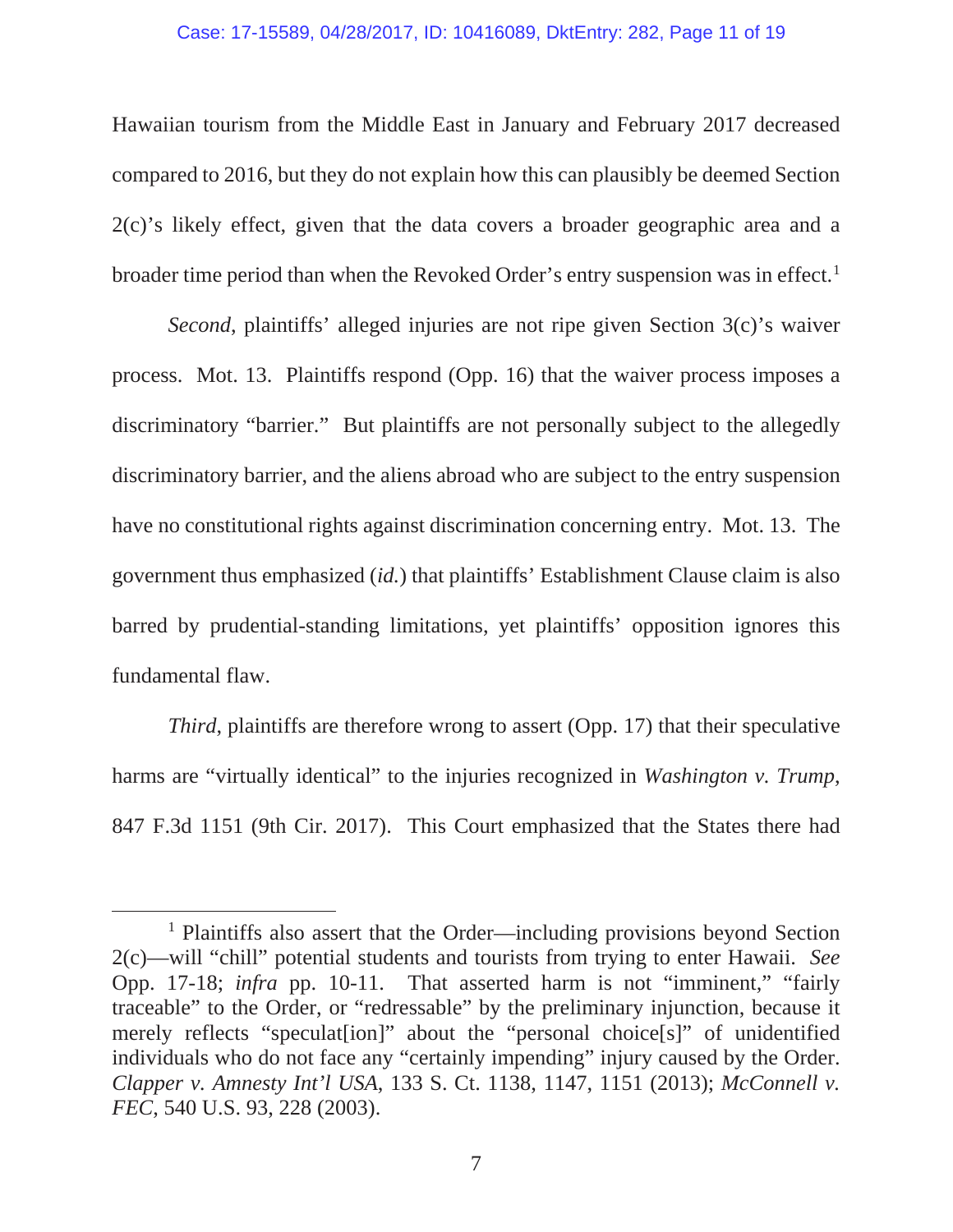Hawaiian tourism from the Middle East in January and February 2017 decreased compared to 2016, but they do not explain how this can plausibly be deemed Section 2(c)'s likely effect, given that the data covers a broader geographic area and a broader time period than when the Revoked Order's entry suspension was in effect.[1]

*Second*, plaintiffs' alleged injuries are not ripe given Section 3(c)'s waiver process. Mot. 13. Plaintiffs respond (Opp. 16) that the waiver process imposes a discriminatory "barrier." But plaintiffs are not personally subject to the allegedly discriminatory barrier, and the aliens abroad who are subject to the entry suspension have no constitutional rights against discrimination concerning entry. Mot. 13. The government thus emphasized (*id.*) that plaintiffs' Establishment Clause claim is also barred by prudential-standing limitations, yet plaintiffs' opposition ignores this fundamental flaw.

*Third*, plaintiffs are therefore wrong to assert (Opp. 17) that their speculative harms are "virtually identical" to the injuries recognized in *Washington v. Trump*, 847 F.3d 1151 (9th Cir. 2017). This Court emphasized that the States there had

---

[1] Plaintiffs also assert that the Order—including provisions beyond Section 2(c)—will "chill" potential students and tourists from trying to enter Hawaii. *See* Opp. 17-18; *infra* pp. 10-11. That asserted harm is not "imminent," "fairly traceable" to the Order, or "redressable" by the preliminary injunction, because it merely reflects "speculat[ion]" about the "personal choice[s]" of unidentified individuals who do not face any "certainly impending" injury caused by the Order. *Clapper v. Amnesty Int'l USA*, 133 S. Ct. 1138, 1147, 1151 (2013); *McConnell v. FEC*, 540 U.S. 93, 228 (2003).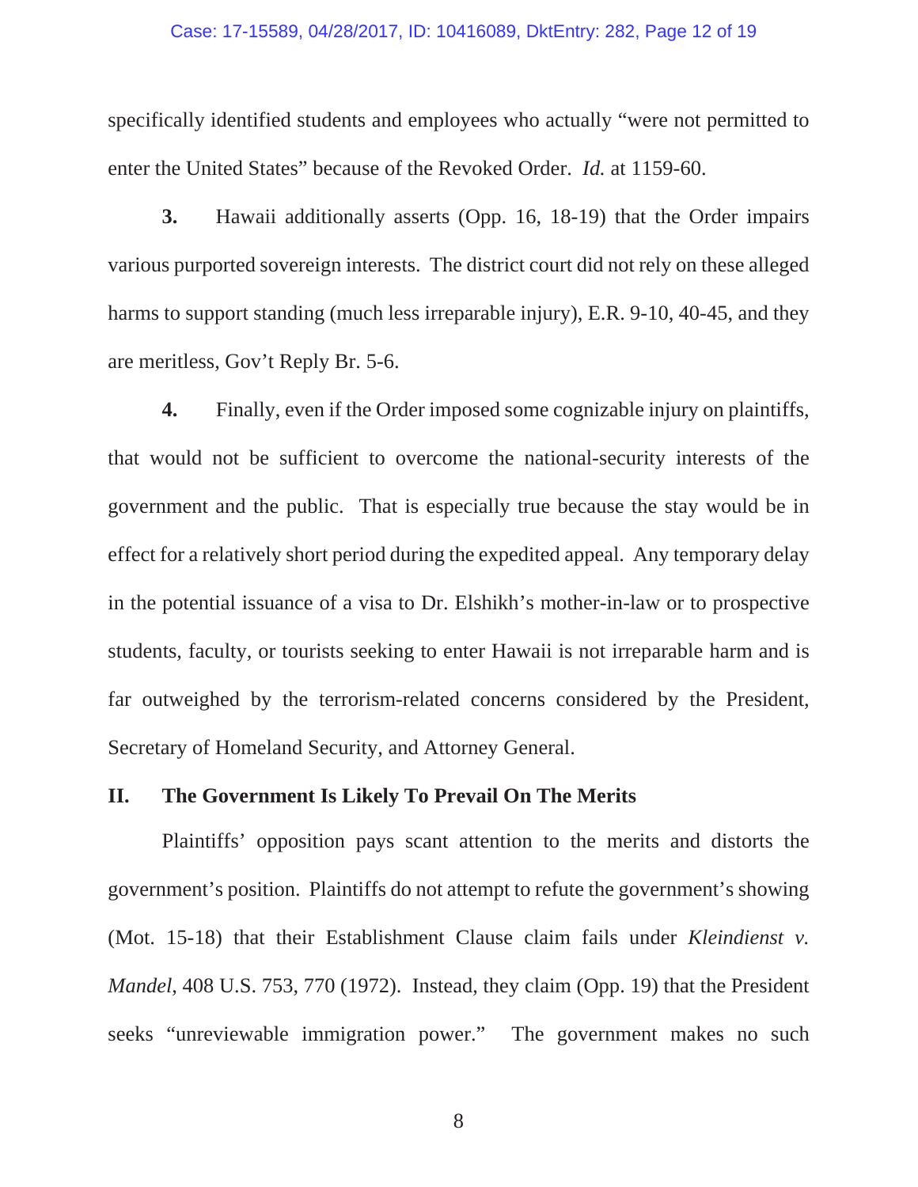specifically identified students and employees who actually "were not permitted to enter the United States" because of the Revoked Order. *Id.* at 1159-60.

**3.** Hawaii additionally asserts (Opp. 16, 18-19) that the Order impairs various purported sovereign interests. The district court did not rely on these alleged harms to support standing (much less irreparable injury), E.R. 9-10, 40-45, and they are meritless, Gov't Reply Br. 5-6.

**4.** Finally, even if the Order imposed some cognizable injury on plaintiffs, that would not be sufficient to overcome the national-security interests of the government and the public. That is especially true because the stay would be in effect for a relatively short period during the expedited appeal. Any temporary delay in the potential issuance of a visa to Dr. Elshikh's mother-in-law or to prospective students, faculty, or tourists seeking to enter Hawaii is not irreparable harm and is far outweighed by the terrorism-related concerns considered by the President, Secretary of Homeland Security, and Attorney General.

## II. The Government Is Likely To Prevail On The Merits

Plaintiffs' opposition pays scant attention to the merits and distorts the government's position. Plaintiffs do not attempt to refute the government's showing (Mot. 15-18) that their Establishment Clause claim fails under *Kleindienst v. Mandel*, 408 U.S. 753, 770 (1972). Instead, they claim (Opp. 19) that the President seeks "unreviewable immigration power." The government makes no such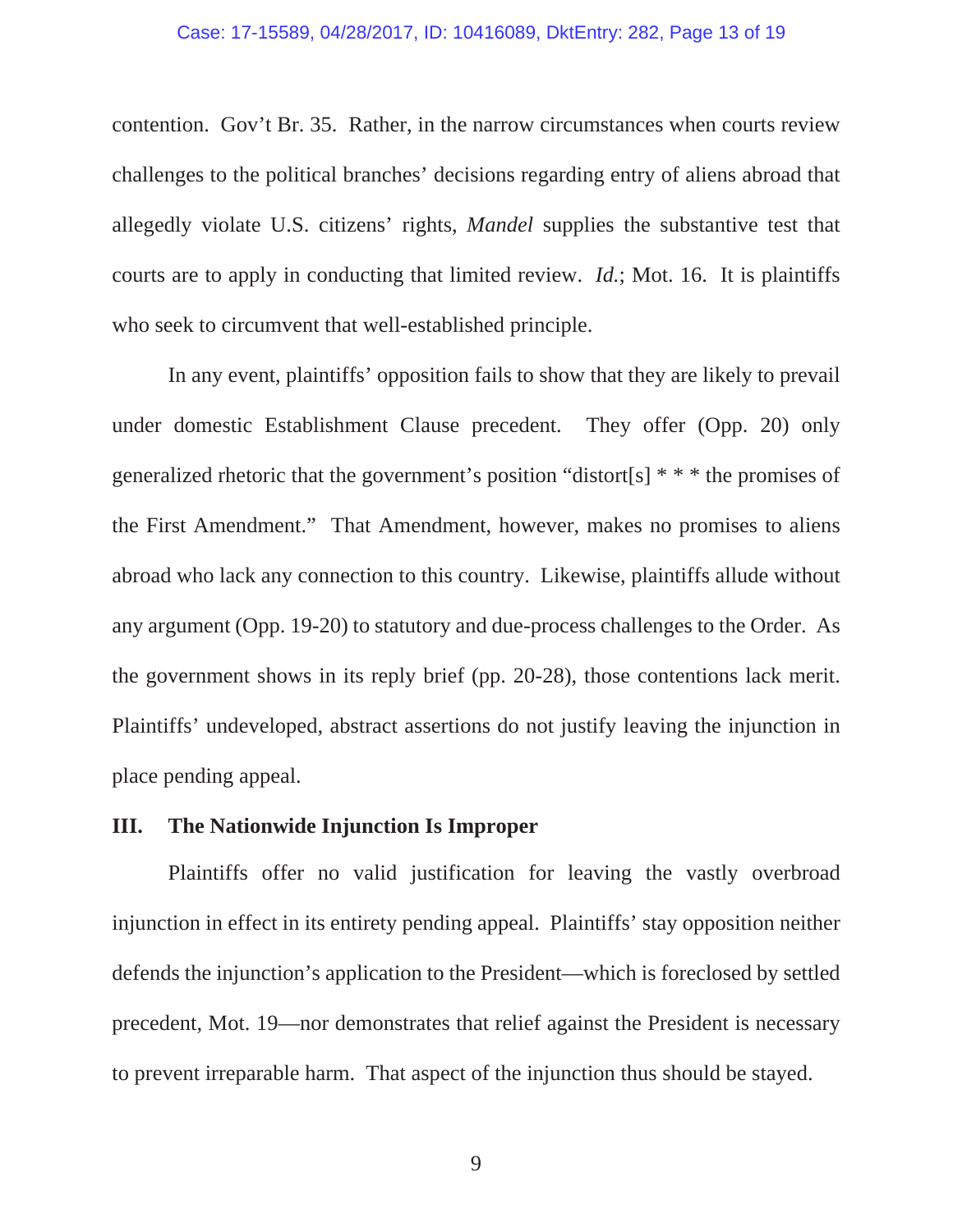contention. Gov't Br. 35. Rather, in the narrow circumstances when courts review challenges to the political branches' decisions regarding entry of aliens abroad that allegedly violate U.S. citizens' rights, *Mandel* supplies the substantive test that courts are to apply in conducting that limited review. *Id.*; Mot. 16. It is plaintiffs who seek to circumvent that well-established principle.

In any event, plaintiffs' opposition fails to show that they are likely to prevail under domestic Establishment Clause precedent. They offer (Opp. 20) only generalized rhetoric that the government's position "distort[s] * * * the promises of the First Amendment." That Amendment, however, makes no promises to aliens abroad who lack any connection to this country. Likewise, plaintiffs allude without any argument (Opp. 19-20) to statutory and due-process challenges to the Order. As the government shows in its reply brief (pp. 20-28), those contentions lack merit. Plaintiffs' undeveloped, abstract assertions do not justify leaving the injunction in place pending appeal.

## III. The Nationwide Injunction Is Improper

Plaintiffs offer no valid justification for leaving the vastly overbroad injunction in effect in its entirety pending appeal. Plaintiffs' stay opposition neither defends the injunction's application to the President—which is foreclosed by settled precedent, Mot. 19—nor demonstrates that relief against the President is necessary to prevent irreparable harm. That aspect of the injunction thus should be stayed.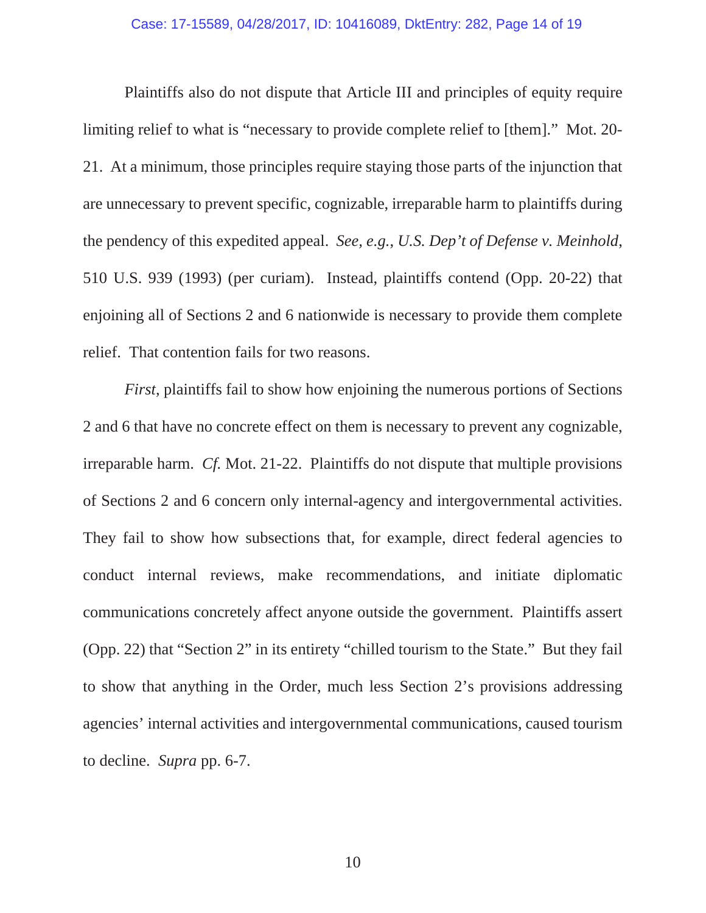Plaintiffs also do not dispute that Article III and principles of equity require limiting relief to what is "necessary to provide complete relief to [them]." Mot. 20-21. At a minimum, those principles require staying those parts of the injunction that are unnecessary to prevent specific, cognizable, irreparable harm to plaintiffs during the pendency of this expedited appeal. *See, e.g.*, *U.S. Dep't of Defense v. Meinhold*, 510 U.S. 939 (1993) (per curiam). Instead, plaintiffs contend (Opp. 20-22) that enjoining all of Sections 2 and 6 nationwide is necessary to provide them complete relief. That contention fails for two reasons.

*First*, plaintiffs fail to show how enjoining the numerous portions of Sections 2 and 6 that have no concrete effect on them is necessary to prevent any cognizable, irreparable harm. *Cf.* Mot. 21-22. Plaintiffs do not dispute that multiple provisions of Sections 2 and 6 concern only internal-agency and intergovernmental activities. They fail to show how subsections that, for example, direct federal agencies to conduct internal reviews, make recommendations, and initiate diplomatic communications concretely affect anyone outside the government. Plaintiffs assert (Opp. 22) that "Section 2" in its entirety "chilled tourism to the State." But they fail to show that anything in the Order, much less Section 2's provisions addressing agencies' internal activities and intergovernmental communications, caused tourism to decline. *Supra* pp. 6-7.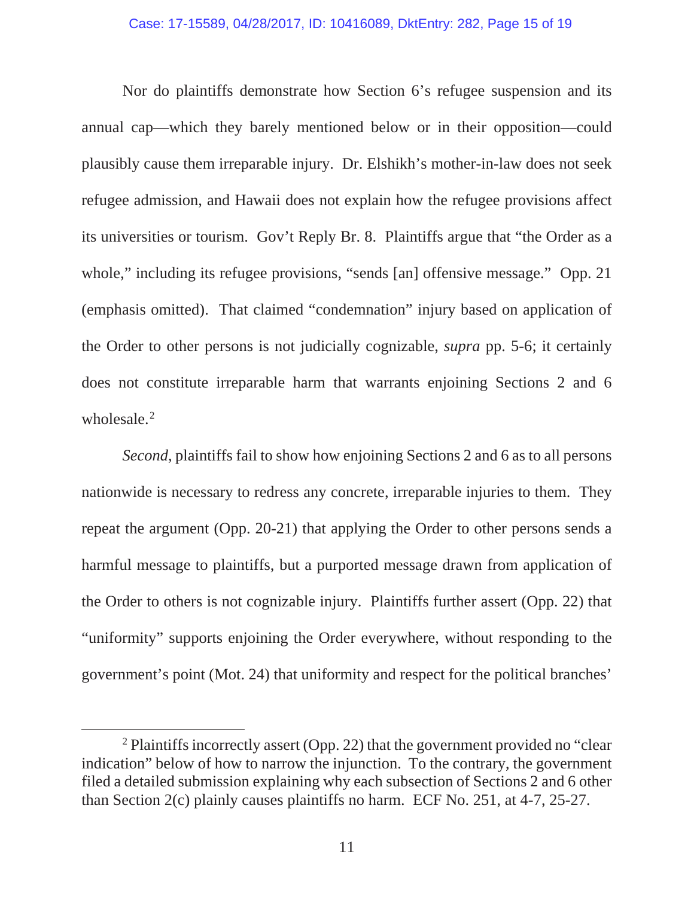Nor do plaintiffs demonstrate how Section 6's refugee suspension and its annual cap—which they barely mentioned below or in their opposition—could plausibly cause them irreparable injury. Dr. Elshikh's mother-in-law does not seek refugee admission, and Hawaii does not explain how the refugee provisions affect its universities or tourism. Gov't Reply Br. 8. Plaintiffs argue that "the Order as a whole," including its refugee provisions, "sends [an] offensive message." Opp. 21 (emphasis omitted). That claimed "condemnation" injury based on application of the Order to other persons is not judicially cognizable, *supra* pp. 5-6; it certainly does not constitute irreparable harm that warrants enjoining Sections 2 and 6 wholesale.[2]

*Second*, plaintiffs fail to show how enjoining Sections 2 and 6 as to all persons nationwide is necessary to redress any concrete, irreparable injuries to them. They repeat the argument (Opp. 20-21) that applying the Order to other persons sends a harmful message to plaintiffs, but a purported message drawn from application of the Order to others is not cognizable injury. Plaintiffs further assert (Opp. 22) that "uniformity" supports enjoining the Order everywhere, without responding to the government's point (Mot. 24) that uniformity and respect for the political branches'

[2] Plaintiffs incorrectly assert (Opp. 22) that the government provided no "clear indication" below of how to narrow the injunction. To the contrary, the government filed a detailed submission explaining why each subsection of Sections 2 and 6 other than Section 2(c) plainly causes plaintiffs no harm. ECF No. 251, at 4-7, 25-27.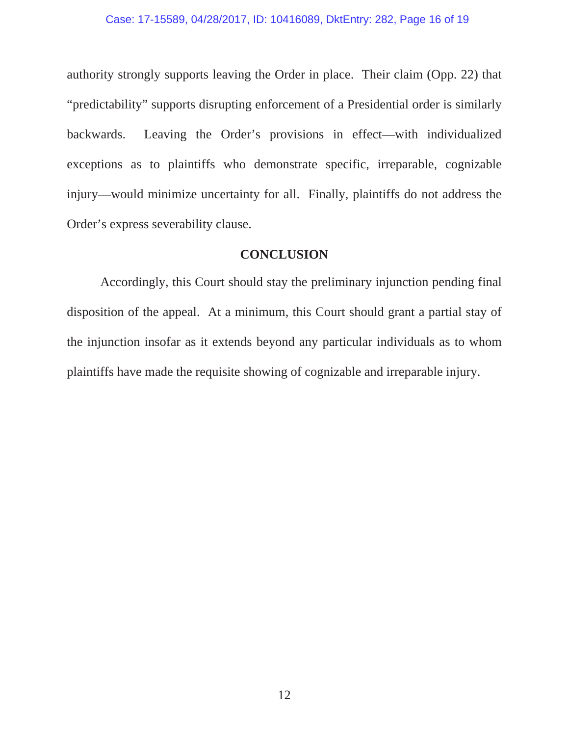authority strongly supports leaving the Order in place. Their claim (Opp. 22) that "predictability" supports disrupting enforcement of a Presidential order is similarly backwards. Leaving the Order's provisions in effect—with individualized exceptions as to plaintiffs who demonstrate specific, irreparable, cognizable injury—would minimize uncertainty for all. Finally, plaintiffs do not address the Order's express severability clause.

## CONCLUSION

Accordingly, this Court should stay the preliminary injunction pending final disposition of the appeal. At a minimum, this Court should grant a partial stay of the injunction insofar as it extends beyond any particular individuals as to whom plaintiffs have made the requisite showing of cognizable and irreparable injury.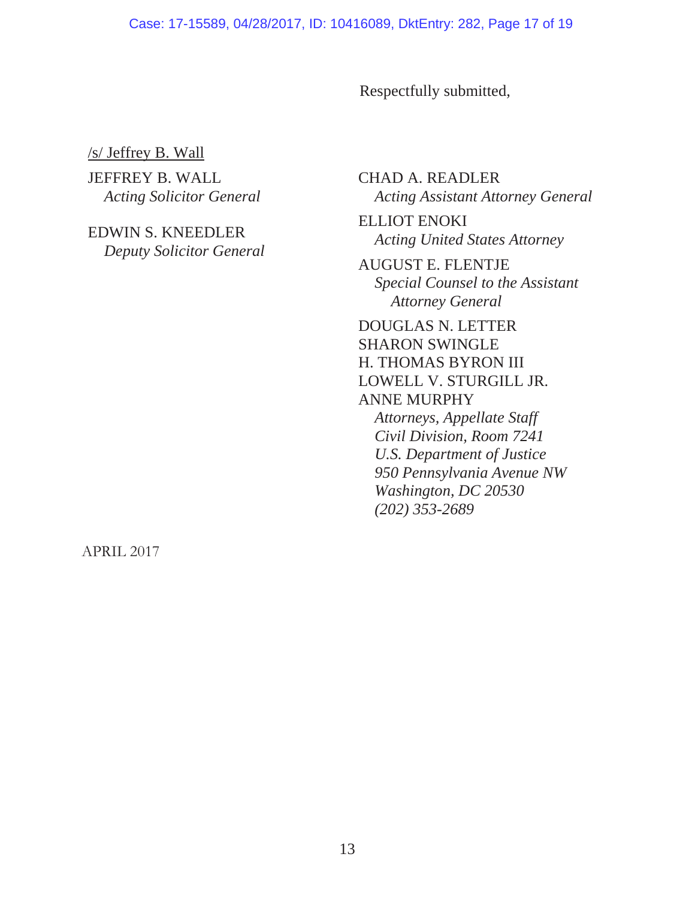Respectfully submitted,

/s/ Jeffrey B. Wall

JEFFREY B. WALL
*Acting Solicitor General*

EDWIN S. KNEEDLER
*Deputy Solicitor General*

CHAD A. READLER
*Acting Assistant Attorney General*

ELLIOT ENOKI
*Acting United States Attorney*

AUGUST E. FLENTJE
*Special Counsel to the Assistant Attorney General*

DOUGLAS N. LETTER
SHARON SWINGLE
H. THOMAS BYRON III
LOWELL V. STURGILL JR.
ANNE MURPHY
*Attorneys, Appellate Staff*
*Civil Division, Room 7241*
*U.S. Department of Justice*
*950 Pennsylvania Avenue NW*
*Washington, DC 20530*
*(202) 353-2689*

APRIL 2017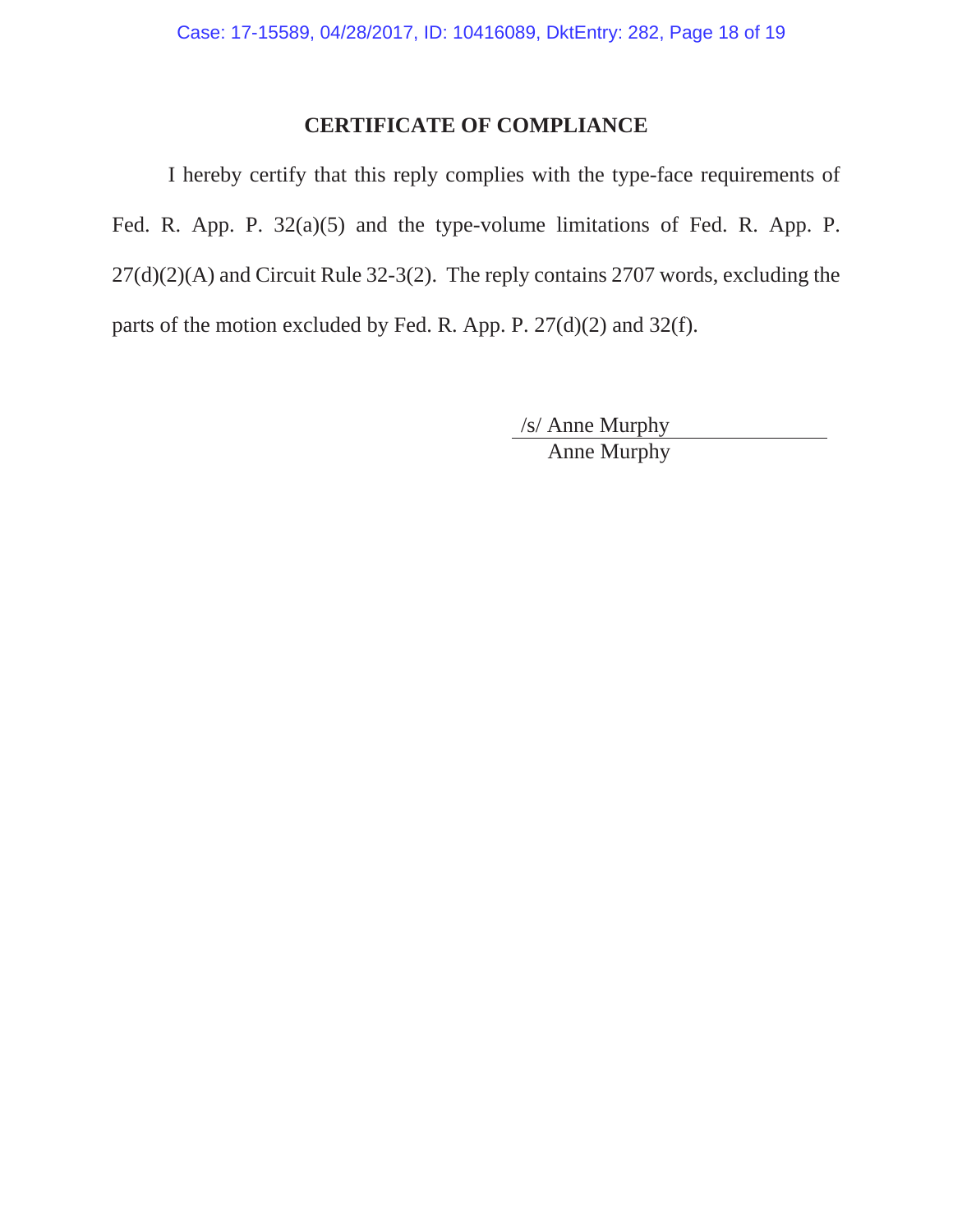## CERTIFICATE OF COMPLIANCE

I hereby certify that this reply complies with the type-face requirements of Fed. R. App. P. 32(a)(5) and the type-volume limitations of Fed. R. App. P. 27(d)(2)(A) and Circuit Rule 32-3(2). The reply contains 2707 words, excluding the parts of the motion excluded by Fed. R. App. P. 27(d)(2) and 32(f).

/s/ Anne Murphy
Anne Murphy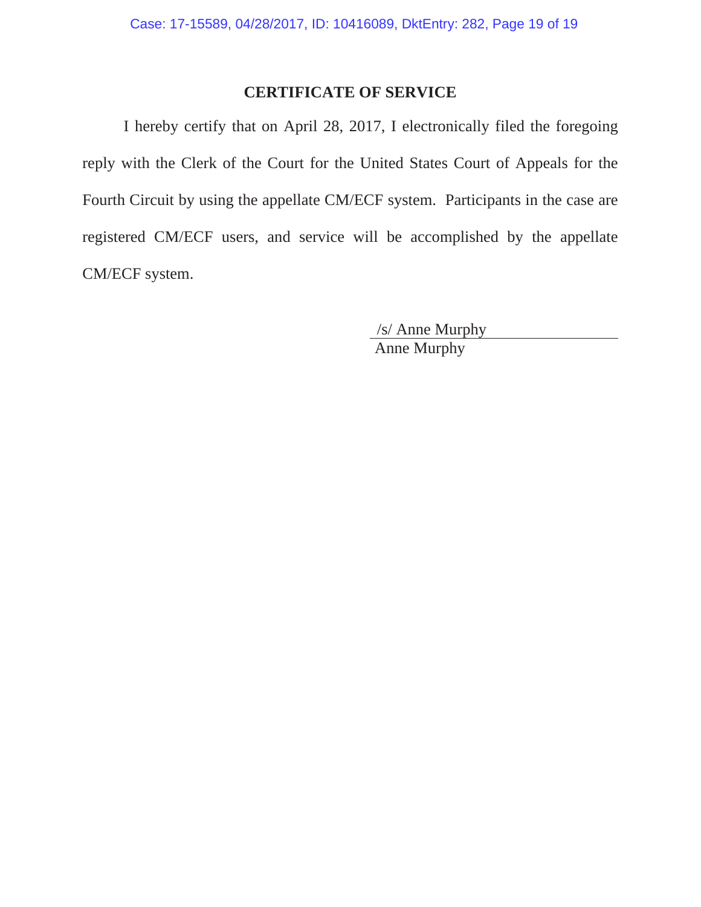## CERTIFICATE OF SERVICE

I hereby certify that on April 28, 2017, I electronically filed the foregoing reply with the Clerk of the Court for the United States Court of Appeals for the Fourth Circuit by using the appellate CM/ECF system. Participants in the case are registered CM/ECF users, and service will be accomplished by the appellate CM/ECF system.

/s/ Anne Murphy
Anne Murphy